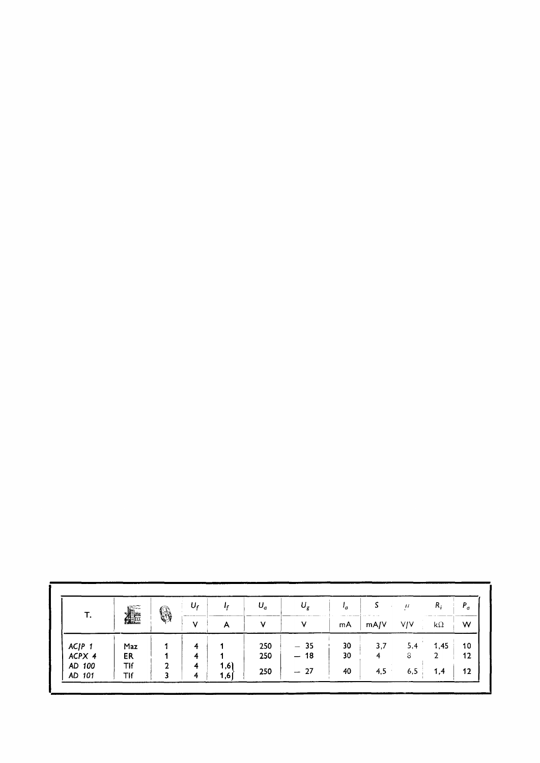| T. | | | $U_f$ | $I_f$ | $U_a$ | $U_g$ | $I_a$ | $S$ | $\mu$ | $R_i$ | $P_a$ |
|---|---|---|---|---|---|---|---|---|---|---|---|
| | | | V | A | V | V | mA | mA/V | V/V | kΩ | W |
| *AC/P 1* | Maz | 1 | 4 | 1 | 250 | − 35 | 30 | 3,7 | 5,4 | 1,45 | 10 |
| *ACPX 4* | ER | 1 | 4 | 1 | 250 | − 18 | 30 | 4 | 8 | 2 | 12 |
| *AD 100* | Tlf | 2 | 4 | 1,6 | 250 | − 27 | 40 | 4,5 | 6,5 | 1,4 | 12 |
| *AD 101* | Tlf | 3 | 4 | 1,6 | | | | | | | |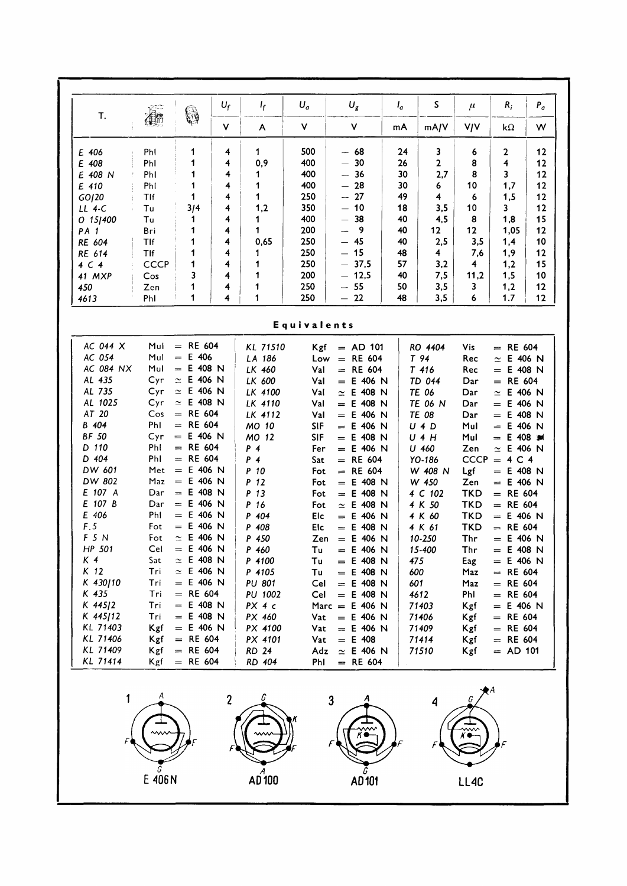| T. | | | $U_f$ | $I_f$ | $U_a$ | $U_g$ | $I_a$ | S | $\mu$ | $R_i$ | $P_a$ |
|---|---|---|---|---|---|---|---|---|---|---|---|
| | | | V | A | V | V | mA | mA/V | V/V | kΩ | W |
| E 406 | Phl | 1 | 4 | 1 | 500 | − 68 | 24 | 3 | 6 | 2 | 12 |
| E 408 | Phl | 1 | 4 | 0,9 | 400 | − 30 | 26 | 2 | 8 | 4 | 12 |
| E 408 N | Phl | 1 | 4 | 1 | 400 | − 36 | 30 | 2,7 | 8 | 3 | 12 |
| E 410 | Phl | 1 | 4 | 1 | 400 | − 28 | 30 | 6 | 10 | 1,7 | 12 |
| GO/20 | Tlf | 1 | 4 | 1 | 250 | − 27 | 49 | 4 | 6 | 1,5 | 12 |
| LL 4-C | Tu | 3/4 | 4 | 1,2 | 350 | − 10 | 18 | 3,5 | 10 | 3 | 12 |
| O 15/400 | Tu | 1 | 4 | 1 | 400 | − 38 | 40 | 4,5 | 8 | 1,8 | 15 |
| PA 1 | Bri | 1 | 4 | 1 | 200 | − 9 | 40 | 12 | 12 | 1,05 | 12 |
| RE 604 | Tlf | 1 | 4 | 0,65 | 250 | − 45 | 40 | 2,5 | 3,5 | 1,4 | 10 |
| RE 614 | Tlf | 1 | 4 | 1 | 250 | − 15 | 48 | 4 | 7,6 | 1,9 | 12 |
| 4 C 4 | CCCP | 1 | 4 | 1 | 250 | − 37,5 | 57 | 3,2 | 4 | 1,2 | 15 |
| 41 MXP | Cos | 3 | 4 | 1 | 200 | − 12,5 | 40 | 7,5 | 11,2 | 1,5 | 10 |
| 450 | Zen | 1 | 4 | 1 | 250 | − 55 | 50 | 3,5 | 3 | 1,2 | 12 |
| 4613 | Phl | 1 | 4 | 1 | 250 | − 22 | 48 | 3,5 | 6 | 1.7 | 12 |

## Equivalents

| | | | | | | | | |
|---|---|---|---|---|---|---|---|---|
| AC 044 X | Mul | = RE 604 | KL 71510 | Kgf | = AD 101 | RO 4404 | Vis | = RE 604 |
| AC 054 | Mul | = E 406 | LA 186 | Low | = RE 604 | T 94 | Rec | ≃ E 406 N |
| AC 084 NX | Mul | = E 408 N | LK 460 | Val | = RE 604 | T 416 | Rec | = E 408 N |
| AL 435 | Cyr | ≃ E 406 N | LK 600 | Val | = E 406 N | TD 044 | Dar | = RE 604 |
| AL 735 | Cyr | ≃ E 406 N | LK 4100 | Val | ≃ E 408 N | TE 06 | Dar | ≃ E 406 N |
| AL 1025 | Cyr | ≃ E 408 N | LK 4110 | Val | = E 408 N | TE 06 N | Dar | = E 406 N |
| AT 20 | Cos | = RE 604 | LK 4112 | Val | = E 406 N | TE 08 | Dar | = E 408 N |
| B 404 | Phl | = RE 604 | MO 10 | SIF | = E 406 N | U 4 D | Mul | = E 406 N |
| BF 50 | Cyr | = E 406 N | MO 12 | SIF | = E 408 N | U 4 H | Mul | = E 408 N |
| D 110 | Phl | = RE 604 | P 4 | Fer | = E 406 N | U 460 | Zen | ≃ E 406 N |
| D 404 | Phl | = RE 604 | P 4 | Sat | = RE 604 | YO-186 | CCCP | = 4 C 4 |
| DW 601 | Met | = E 406 N | P 10 | Fot | = RE 604 | W 408 N | Lgf | = E 408 N |
| DW 802 | Maz | = E 406 N | P 12 | Fot | = E 408 N | W 450 | Zen | = E 406 N |
| E 107 A | Dar | = E 408 N | P 13 | Fot | = E 408 N | 4 C 102 | TKD | = RE 604 |
| E 107 B | Dar | = E 406 N | P 16 | Fot | ≃ E 408 N | 4 K 50 | TKD | = RE 604 |
| E 406 | Phl | = E 406 N | P 404 | Elc | = E 406 N | 4 K 60 | TKD | = E 406 N |
| F.5 | Fot | = E 406 N | P 408 | Elc | = E 408 N | 4 K 61 | TKD | = RE 604 |
| F 5 N | Fot | ≃ E 406 N | P 450 | Zen | = E 406 N | 10-250 | Thr | = E 406 N |
| HP 501 | Cel | = E 406 N | P 460 | Tu | = E 406 N | 15-400 | Thr | = E 408 N |
| K 4 | Sat | ≃ E 408 N | P 4100 | Tu | = E 408 N | 475 | Eag | = E 406 N |
| K 12 | Tri | ≃ E 406 N | P 4105 | Tu | = E 408 N | 600 | Maz | = RE 604 |
| K 430/10 | Tri | = E 406 N | PU 801 | Cel | = E 406 N | 601 | Maz | = RE 604 |
| K 435 | Tri | = RE 604 | PU 1002 | Cel | = E 408 N | 4612 | Phl | = RE 604 |
| K 445/2 | Tri | = E 408 N | PX 4 c | Marc | = E 406 N | 71403 | Kgf | = E 406 N |
| K 445/12 | Tri | = E 408 N | PX 460 | Vat | = E 406 N | 71406 | Kgf | = RE 604 |
| KL 71403 | Kgf | = E 406 N | PX 4100 | Vat | = E 406 N | 71409 | Kgf | = RE 604 |
| KL 71406 | Kgf | = RE 604 | PX 4101 | Vat | = E 408 | 71414 | Kgf | = RE 604 |
| KL 71409 | Kgf | = RE 604 | RD 24 | Adz | ≃ E 406 N | 71510 | Kgf | = AD 101 |
| KL 71414 | Kgf | = RE 604 | RD 404 | Phl | = RE 604 | | | |

1 E 406N

2 AD100

3 AD101

4 LL4C